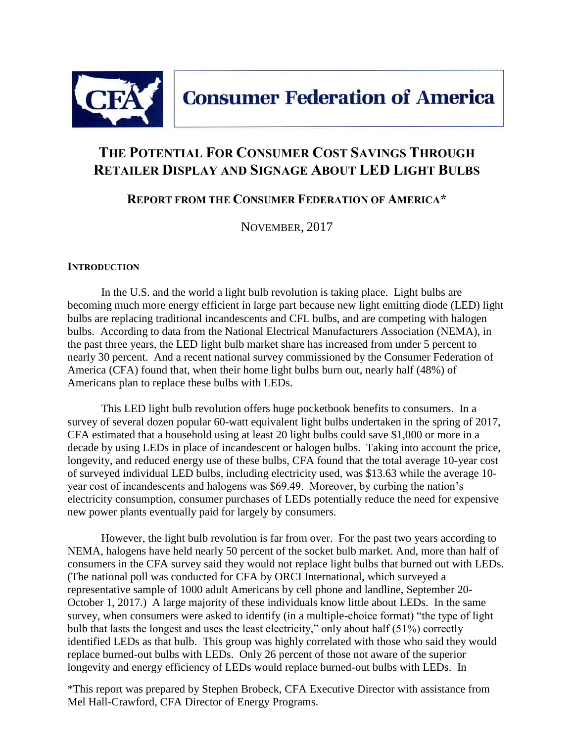**Consumer Federation of America**

# THE POTENTIAL FOR CONSUMER COST SAVINGS THROUGH RETAILER DISPLAY AND SIGNAGE ABOUT LED LIGHT BULBS

## REPORT FROM THE CONSUMER FEDERATION OF AMERICA*

NOVEMBER, 2017

### INTRODUCTION

In the U.S. and the world a light bulb revolution is taking place. Light bulbs are becoming much more energy efficient in large part because new light emitting diode (LED) light bulbs are replacing traditional incandescents and CFL bulbs, and are competing with halogen bulbs. According to data from the National Electrical Manufacturers Association (NEMA), in the past three years, the LED light bulb market share has increased from under 5 percent to nearly 30 percent. And a recent national survey commissioned by the Consumer Federation of America (CFA) found that, when their home light bulbs burn out, nearly half (48%) of Americans plan to replace these bulbs with LEDs.

This LED light bulb revolution offers huge pocketbook benefits to consumers. In a survey of several dozen popular 60-watt equivalent light bulbs undertaken in the spring of 2017, CFA estimated that a household using at least 20 light bulbs could save $1,000 or more in a decade by using LEDs in place of incandescent or halogen bulbs. Taking into account the price, longevity, and reduced energy use of these bulbs, CFA found that the total average 10-year cost of surveyed individual LED bulbs, including electricity used, was $13.63 while the average 10-year cost of incandescents and halogens was $69.49. Moreover, by curbing the nation's electricity consumption, consumer purchases of LEDs potentially reduce the need for expensive new power plants eventually paid for largely by consumers.

However, the light bulb revolution is far from over. For the past two years according to NEMA, halogens have held nearly 50 percent of the socket bulb market. And, more than half of consumers in the CFA survey said they would not replace light bulbs that burned out with LEDs. (The national poll was conducted for CFA by ORCI International, which surveyed a representative sample of 1000 adult Americans by cell phone and landline, September 20-October 1, 2017.) A large majority of these individuals know little about LEDs. In the same survey, when consumers were asked to identify (in a multiple-choice format) "the type of light bulb that lasts the longest and uses the least electricity," only about half (51%) correctly identified LEDs as that bulb. This group was highly correlated with those who said they would replace burned-out bulbs with LEDs. Only 26 percent of those not aware of the superior longevity and energy efficiency of LEDs would replace burned-out bulbs with LEDs. In

*This report was prepared by Stephen Brobeck, CFA Executive Director with assistance from Mel Hall-Crawford, CFA Director of Energy Programs.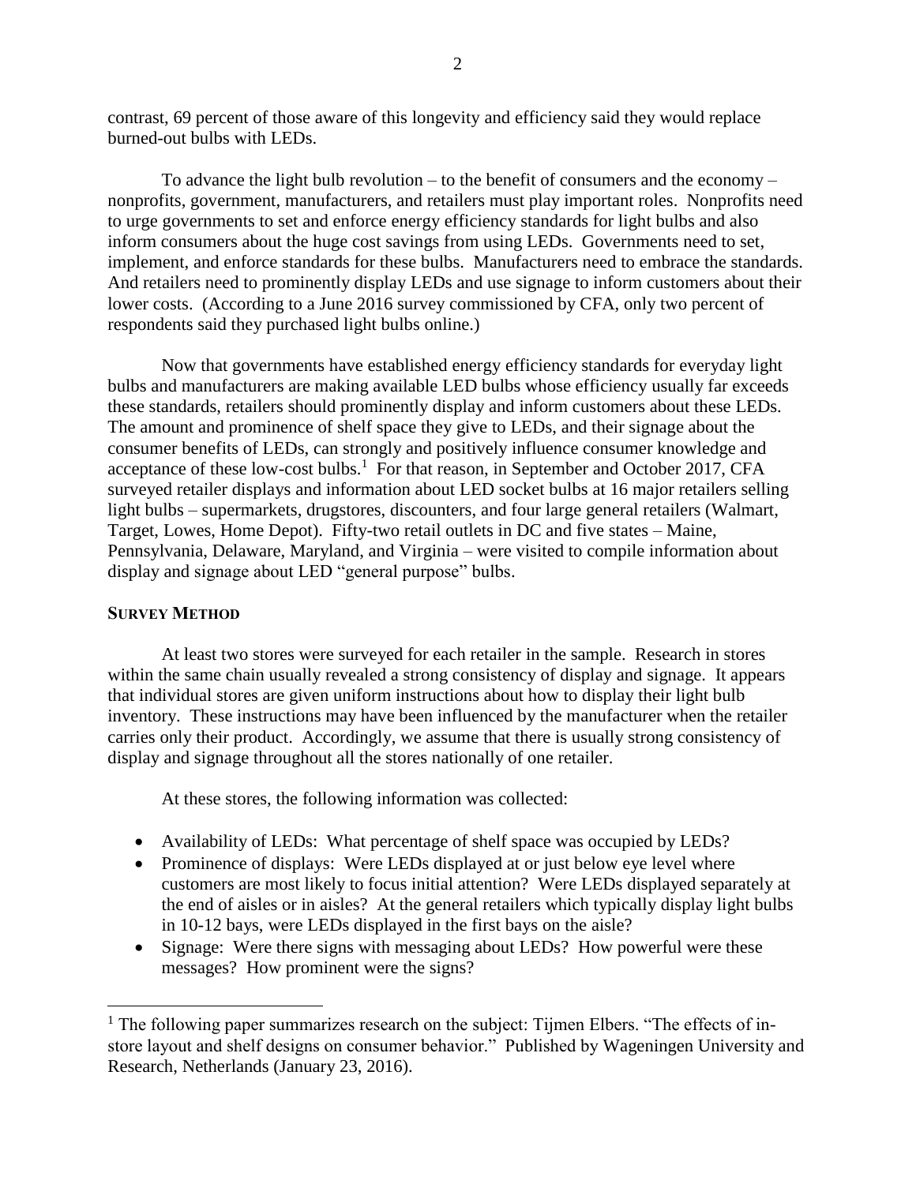contrast, 69 percent of those aware of this longevity and efficiency said they would replace burned-out bulbs with LEDs.

To advance the light bulb revolution – to the benefit of consumers and the economy – nonprofits, government, manufacturers, and retailers must play important roles. Nonprofits need to urge governments to set and enforce energy efficiency standards for light bulbs and also inform consumers about the huge cost savings from using LEDs. Governments need to set, implement, and enforce standards for these bulbs. Manufacturers need to embrace the standards. And retailers need to prominently display LEDs and use signage to inform customers about their lower costs. (According to a June 2016 survey commissioned by CFA, only two percent of respondents said they purchased light bulbs online.)

Now that governments have established energy efficiency standards for everyday light bulbs and manufacturers are making available LED bulbs whose efficiency usually far exceeds these standards, retailers should prominently display and inform customers about these LEDs. The amount and prominence of shelf space they give to LEDs, and their signage about the consumer benefits of LEDs, can strongly and positively influence consumer knowledge and acceptance of these low-cost bulbs.[1] For that reason, in September and October 2017, CFA surveyed retailer displays and information about LED socket bulbs at 16 major retailers selling light bulbs – supermarkets, drugstores, discounters, and four large general retailers (Walmart, Target, Lowes, Home Depot). Fifty-two retail outlets in DC and five states – Maine, Pennsylvania, Delaware, Maryland, and Virginia – were visited to compile information about display and signage about LED "general purpose" bulbs.

## SURVEY METHOD

At least two stores were surveyed for each retailer in the sample. Research in stores within the same chain usually revealed a strong consistency of display and signage. It appears that individual stores are given uniform instructions about how to display their light bulb inventory. These instructions may have been influenced by the manufacturer when the retailer carries only their product. Accordingly, we assume that there is usually strong consistency of display and signage throughout all the stores nationally of one retailer.

At these stores, the following information was collected:

- Availability of LEDs: What percentage of shelf space was occupied by LEDs?
- Prominence of displays: Were LEDs displayed at or just below eye level where customers are most likely to focus initial attention? Were LEDs displayed separately at the end of aisles or in aisles? At the general retailers which typically display light bulbs in 10-12 bays, were LEDs displayed in the first bays on the aisle?
- Signage: Were there signs with messaging about LEDs? How powerful were these messages? How prominent were the signs?

[1] The following paper summarizes research on the subject: Tijmen Elbers. "The effects of in-store layout and shelf designs on consumer behavior." Published by Wageningen University and Research, Netherlands (January 23, 2016).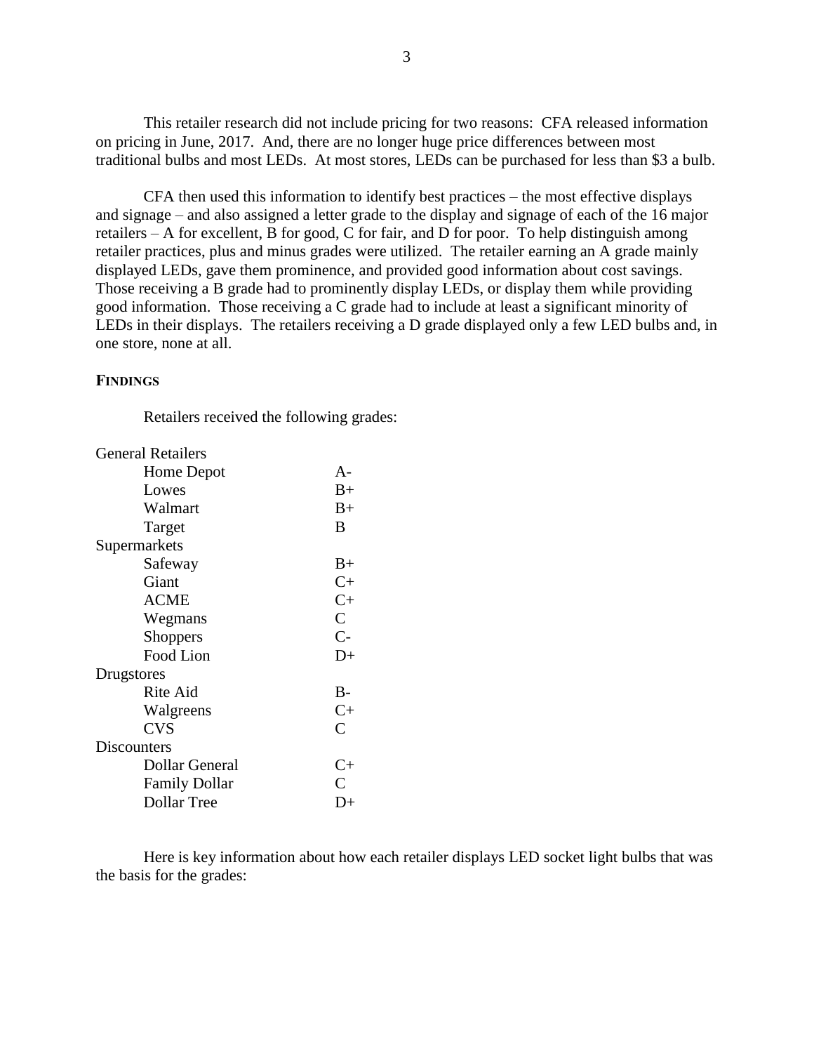This retailer research did not include pricing for two reasons: CFA released information on pricing in June, 2017. And, there are no longer huge price differences between most traditional bulbs and most LEDs. At most stores, LEDs can be purchased for less than $3 a bulb.

CFA then used this information to identify best practices – the most effective displays and signage – and also assigned a letter grade to the display and signage of each of the 16 major retailers – A for excellent, B for good, C for fair, and D for poor. To help distinguish among retailer practices, plus and minus grades were utilized. The retailer earning an A grade mainly displayed LEDs, gave them prominence, and provided good information about cost savings. Those receiving a B grade had to prominently display LEDs, or display them while providing good information. Those receiving a C grade had to include at least a significant minority of LEDs in their displays. The retailers receiving a D grade displayed only a few LED bulbs and, in one store, none at all.

## FINDINGS

Retailers received the following grades:

| Retailer | Grade |
|---|---|
| **General Retailers** | |
| Home Depot | A- |
| Lowes | B+ |
| Walmart | B+ |
| Target | B |
| **Supermarkets** | |
| Safeway | B+ |
| Giant | C+ |
| ACME | C+ |
| Wegmans | C |
| Shoppers | C- |
| Food Lion | D+ |
| **Drugstores** | |
| Rite Aid | B- |
| Walgreens | C+ |
| CVS | C |
| **Discounters** | |
| Dollar General | C+ |
| Family Dollar | C |
| Dollar Tree | D+ |

Here is key information about how each retailer displays LED socket light bulbs that was the basis for the grades: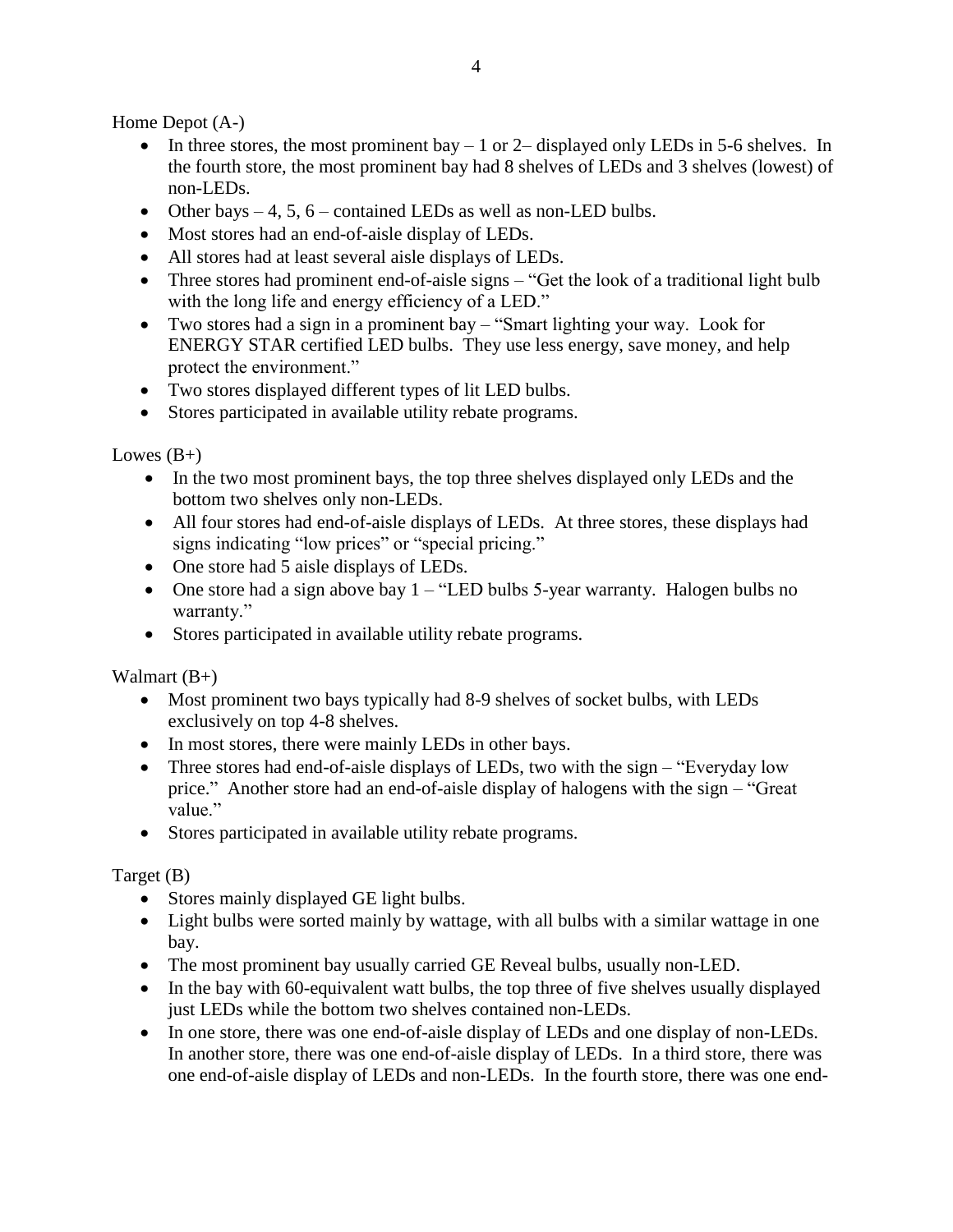Home Depot (A-)

- In three stores, the most prominent bay – 1 or 2– displayed only LEDs in 5-6 shelves. In the fourth store, the most prominent bay had 8 shelves of LEDs and 3 shelves (lowest) of non-LEDs.
- Other bays – 4, 5, 6 – contained LEDs as well as non-LED bulbs.
- Most stores had an end-of-aisle display of LEDs.
- All stores had at least several aisle displays of LEDs.
- Three stores had prominent end-of-aisle signs – "Get the look of a traditional light bulb with the long life and energy efficiency of a LED."
- Two stores had a sign in a prominent bay – "Smart lighting your way. Look for ENERGY STAR certified LED bulbs. They use less energy, save money, and help protect the environment."
- Two stores displayed different types of lit LED bulbs.
- Stores participated in available utility rebate programs.

Lowes (B+)

- In the two most prominent bays, the top three shelves displayed only LEDs and the bottom two shelves only non-LEDs.
- All four stores had end-of-aisle displays of LEDs. At three stores, these displays had signs indicating "low prices" or "special pricing."
- One store had 5 aisle displays of LEDs.
- One store had a sign above bay 1 – "LED bulbs 5-year warranty. Halogen bulbs no warranty."
- Stores participated in available utility rebate programs.

Walmart (B+)

- Most prominent two bays typically had 8-9 shelves of socket bulbs, with LEDs exclusively on top 4-8 shelves.
- In most stores, there were mainly LEDs in other bays.
- Three stores had end-of-aisle displays of LEDs, two with the sign – "Everyday low price." Another store had an end-of-aisle display of halogens with the sign – "Great value."
- Stores participated in available utility rebate programs.

Target (B)

- Stores mainly displayed GE light bulbs.
- Light bulbs were sorted mainly by wattage, with all bulbs with a similar wattage in one bay.
- The most prominent bay usually carried GE Reveal bulbs, usually non-LED.
- In the bay with 60-equivalent watt bulbs, the top three of five shelves usually displayed just LEDs while the bottom two shelves contained non-LEDs.
- In one store, there was one end-of-aisle display of LEDs and one display of non-LEDs. In another store, there was one end-of-aisle display of LEDs. In a third store, there was one end-of-aisle display of LEDs and non-LEDs. In the fourth store, there was one end-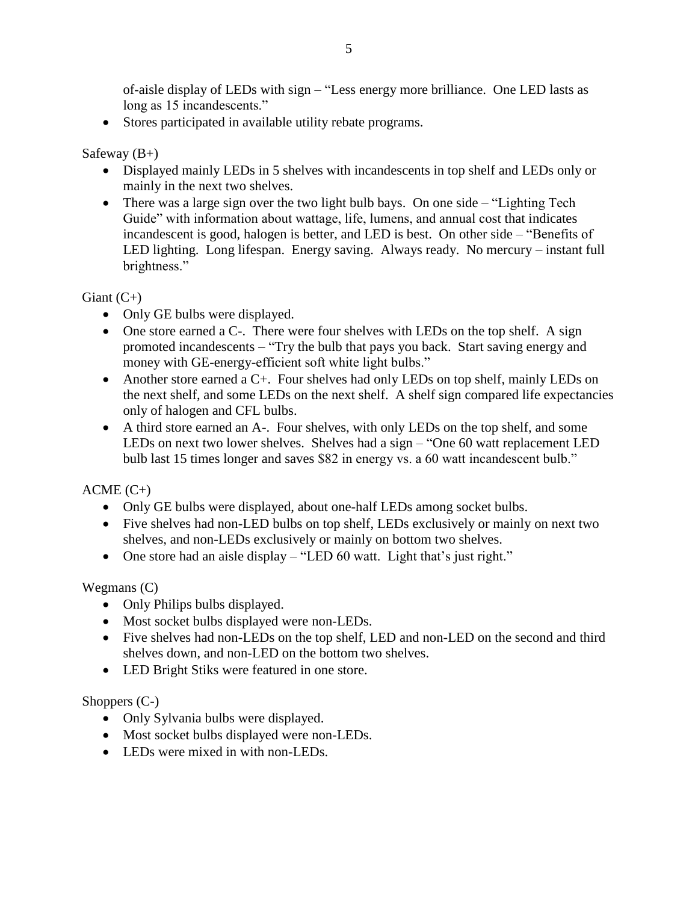of-aisle display of LEDs with sign – "Less energy more brilliance. One LED lasts as long as 15 incandescents."

- Stores participated in available utility rebate programs.

Safeway (B+)

- Displayed mainly LEDs in 5 shelves with incandescents in top shelf and LEDs only or mainly in the next two shelves.
- There was a large sign over the two light bulb bays. On one side – "Lighting Tech Guide" with information about wattage, life, lumens, and annual cost that indicates incandescent is good, halogen is better, and LED is best. On other side – "Benefits of LED lighting. Long lifespan. Energy saving. Always ready. No mercury – instant full brightness."

Giant (C+)

- Only GE bulbs were displayed.
- One store earned a C-. There were four shelves with LEDs on the top shelf. A sign promoted incandescents – "Try the bulb that pays you back. Start saving energy and money with GE-energy-efficient soft white light bulbs."
- Another store earned a C+. Four shelves had only LEDs on top shelf, mainly LEDs on the next shelf, and some LEDs on the next shelf. A shelf sign compared life expectancies only of halogen and CFL bulbs.
- A third store earned an A-. Four shelves, with only LEDs on the top shelf, and some LEDs on next two lower shelves. Shelves had a sign – "One 60 watt replacement LED bulb last 15 times longer and saves $82 in energy vs. a 60 watt incandescent bulb."

ACME (C+)

- Only GE bulbs were displayed, about one-half LEDs among socket bulbs.
- Five shelves had non-LED bulbs on top shelf, LEDs exclusively or mainly on next two shelves, and non-LEDs exclusively or mainly on bottom two shelves.
- One store had an aisle display – "LED 60 watt. Light that's just right."

Wegmans (C)

- Only Philips bulbs displayed.
- Most socket bulbs displayed were non-LEDs.
- Five shelves had non-LEDs on the top shelf, LED and non-LED on the second and third shelves down, and non-LED on the bottom two shelves.
- LED Bright Stiks were featured in one store.

Shoppers (C-)

- Only Sylvania bulbs were displayed.
- Most socket bulbs displayed were non-LEDs.
- LEDs were mixed in with non-LEDs.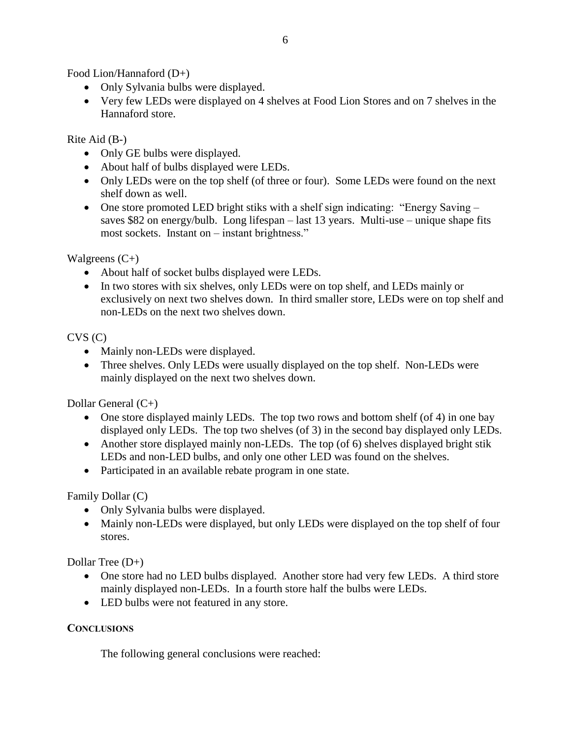Food Lion/Hannaford (D+)

- Only Sylvania bulbs were displayed.
- Very few LEDs were displayed on 4 shelves at Food Lion Stores and on 7 shelves in the Hannaford store.

Rite Aid (B-)

- Only GE bulbs were displayed.
- About half of bulbs displayed were LEDs.
- Only LEDs were on the top shelf (of three or four). Some LEDs were found on the next shelf down as well.
- One store promoted LED bright stiks with a shelf sign indicating: "Energy Saving – saves $82 on energy/bulb. Long lifespan – last 13 years. Multi-use – unique shape fits most sockets. Instant on – instant brightness."

Walgreens (C+)

- About half of socket bulbs displayed were LEDs.
- In two stores with six shelves, only LEDs were on top shelf, and LEDs mainly or exclusively on next two shelves down. In third smaller store, LEDs were on top shelf and non-LEDs on the next two shelves down.

CVS (C)

- Mainly non-LEDs were displayed.
- Three shelves. Only LEDs were usually displayed on the top shelf. Non-LEDs were mainly displayed on the next two shelves down.

Dollar General (C+)

- One store displayed mainly LEDs. The top two rows and bottom shelf (of 4) in one bay displayed only LEDs. The top two shelves (of 3) in the second bay displayed only LEDs.
- Another store displayed mainly non-LEDs. The top (of 6) shelves displayed bright stik LEDs and non-LED bulbs, and only one other LED was found on the shelves.
- Participated in an available rebate program in one state.

Family Dollar (C)

- Only Sylvania bulbs were displayed.
- Mainly non-LEDs were displayed, but only LEDs were displayed on the top shelf of four stores.

Dollar Tree (D+)

- One store had no LED bulbs displayed. Another store had very few LEDs. A third store mainly displayed non-LEDs. In a fourth store half the bulbs were LEDs.
- LED bulbs were not featured in any store.

## CONCLUSIONS

The following general conclusions were reached: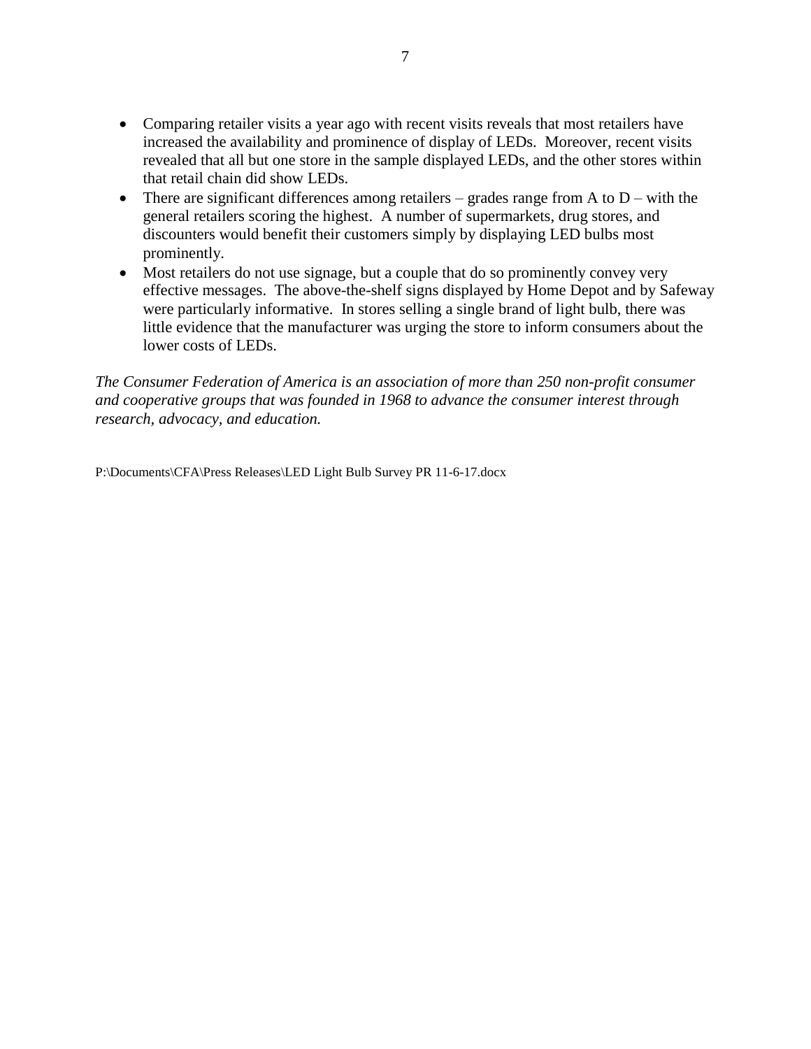- Comparing retailer visits a year ago with recent visits reveals that most retailers have increased the availability and prominence of display of LEDs. Moreover, recent visits revealed that all but one store in the sample displayed LEDs, and the other stores within that retail chain did show LEDs.
- There are significant differences among retailers – grades range from A to D – with the general retailers scoring the highest. A number of supermarkets, drug stores, and discounters would benefit their customers simply by displaying LED bulbs most prominently.
- Most retailers do not use signage, but a couple that do so prominently convey very effective messages. The above-the-shelf signs displayed by Home Depot and by Safeway were particularly informative. In stores selling a single brand of light bulb, there was little evidence that the manufacturer was urging the store to inform consumers about the lower costs of LEDs.

*The Consumer Federation of America is an association of more than 250 non-profit consumer and cooperative groups that was founded in 1968 to advance the consumer interest through research, advocacy, and education.*

P:\Documents\CFA\Press Releases\LED Light Bulb Survey PR 11-6-17.docx